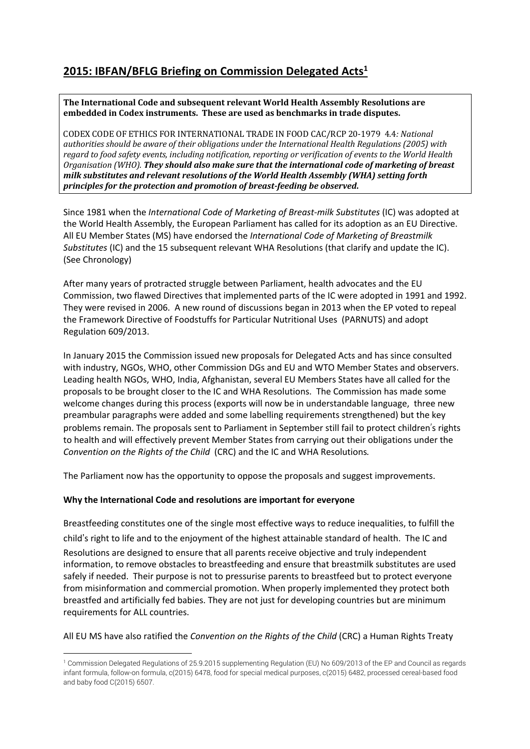# 2015: IBFAN/BFLG Briefing on Commission Delegated Acts[1]

**The International Code and subsequent relevant World Health Assembly Resolutions are embedded in Codex instruments. These are used as benchmarks in trade disputes.**

CODEX CODE OF ETHICS FOR INTERNATIONAL TRADE IN FOOD CAC/RCP 20-1979 4.4*: National authorities should be aware of their obligations under the International Health Regulations (2005) with regard to food safety events, including notification, reporting or verification of events to the World Health Organisation (WHO). **They should also make sure that the international code of marketing of breast milk substitutes and relevant resolutions of the World Health Assembly (WHA) setting forth principles for the protection and promotion of breast-feeding be observed.***

Since 1981 when the *International Code of Marketing of Breast-milk Substitutes* (IC) was adopted at the World Health Assembly, the European Parliament has called for its adoption as an EU Directive. All EU Member States (MS) have endorsed the *International Code of Marketing of Breastmilk Substitutes* (IC) and the 15 subsequent relevant WHA Resolutions (that clarify and update the IC). (See Chronology)

After many years of protracted struggle between Parliament, health advocates and the EU Commission, two flawed Directives that implemented parts of the IC were adopted in 1991 and 1992. They were revised in 2006. A new round of discussions began in 2013 when the EP voted to repeal the Framework Directive of Foodstuffs for Particular Nutritional Uses (PARNUTS) and adopt Regulation 609/2013.

In January 2015 the Commission issued new proposals for Delegated Acts and has since consulted with industry, NGOs, WHO, other Commission DGs and EU and WTO Member States and observers. Leading health NGOs, WHO, India, Afghanistan, several EU Members States have all called for the proposals to be brought closer to the IC and WHA Resolutions. The Commission has made some welcome changes during this process (exports will now be in understandable language, three new preambular paragraphs were added and some labelling requirements strengthened) but the key problems remain. The proposals sent to Parliament in September still fail to protect children's rights to health and will effectively prevent Member States from carrying out their obligations under the *Convention on the Rights of the Child* (CRC) and the IC and WHA Resolutions.

The Parliament now has the opportunity to oppose the proposals and suggest improvements.

**Why the International Code and resolutions are important for everyone**

Breastfeeding constitutes one of the single most effective ways to reduce inequalities, to fulfill the child's right to life and to the enjoyment of the highest attainable standard of health. The IC and Resolutions are designed to ensure that all parents receive objective and truly independent information, to remove obstacles to breastfeeding and ensure that breastmilk substitutes are used safely if needed. Their purpose is not to pressurise parents to breastfeed but to protect everyone from misinformation and commercial promotion. When properly implemented they protect both breastfed and artificially fed babies. They are not just for developing countries but are minimum requirements for ALL countries.

All EU MS have also ratified the *Convention on the Rights of the Child* (CRC) a Human Rights Treaty

[1] Commission Delegated Regulations of 25.9.2015 supplementing Regulation (EU) No 609/2013 of the EP and Council as regards infant formula, follow-on formula, c(2015) 6478, food for special medical purposes, c(2015) 6482, processed cereal-based food and baby food C(2015) 6507.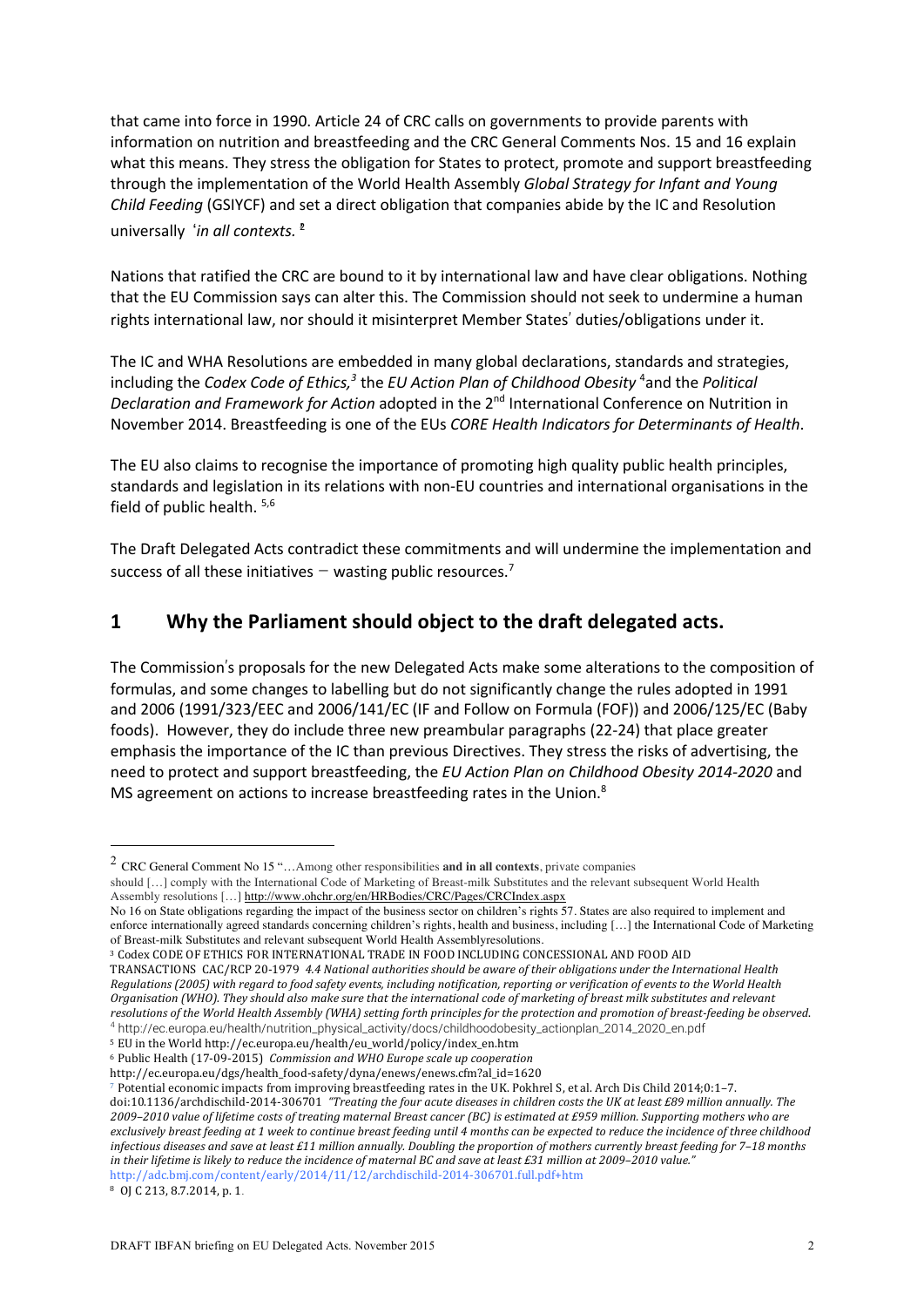that came into force in 1990. Article 24 of CRC calls on governments to provide parents with information on nutrition and breastfeeding and the CRC General Comments Nos. 15 and 16 explain what this means. They stress the obligation for States to protect, promote and support breastfeeding through the implementation of the World Health Assembly *Global Strategy for Infant and Young Child Feeding* (GSIYCF) and set a direct obligation that companies abide by the IC and Resolution universally '*in all contexts.*'[2]

Nations that ratified the CRC are bound to it by international law and have clear obligations. Nothing that the EU Commission says can alter this. The Commission should not seek to undermine a human rights international law, nor should it misinterpret Member States' duties/obligations under it.

The IC and WHA Resolutions are embedded in many global declarations, standards and strategies, including the *Codex Code of Ethics,*[3] the *EU Action Plan of Childhood Obesity*[4] and the *Political Declaration and Framework for Action* adopted in the 2nd International Conference on Nutrition in November 2014. Breastfeeding is one of the EUs *CORE Health Indicators for Determinants of Health*.

The EU also claims to recognise the importance of promoting high quality public health principles, standards and legislation in its relations with non-EU countries and international organisations in the field of public health.[5,6]

The Draft Delegated Acts contradict these commitments and will undermine the implementation and success of all these initiatives – wasting public resources.[7]

## 1 Why the Parliament should object to the draft delegated acts.

The Commission's proposals for the new Delegated Acts make some alterations to the composition of formulas, and some changes to labelling but do not significantly change the rules adopted in 1991 and 2006 (1991/323/EEC and 2006/141/EC (IF and Follow on Formula (FOF)) and 2006/125/EC (Baby foods). However, they do include three new preambular paragraphs (22-24) that place greater emphasis the importance of the IC than previous Directives. They stress the risks of advertising, the need to protect and support breastfeeding, the *EU Action Plan on Childhood Obesity 2014-2020* and MS agreement on actions to increase breastfeeding rates in the Union.[8]

---

[2] CRC General Comment No 15 "…Among other responsibilities **and in all contexts**, private companies should […] comply with the International Code of Marketing of Breast-milk Substitutes and the relevant subsequent World Health Assembly resolutions […] http://www.ohchr.org/en/HRBodies/CRC/Pages/CRCIndex.aspx
No 16 on State obligations regarding the impact of the business sector on children's rights 57. States are also required to implement and enforce internationally agreed standards concerning children's rights, health and business, including […] the International Code of Marketing of Breast-milk Substitutes and relevant subsequent World Health Assemblyresolutions.

[3] Codex CODE OF ETHICS FOR INTERNATIONAL TRADE IN FOOD INCLUDING CONCESSIONAL AND FOOD AID TRANSACTIONS CAC/RCP 20-1979 *4.4 National authorities should be aware of their obligations under the International Health Regulations (2005) with regard to food safety events, including notification, reporting or verification of events to the World Health Organisation (WHO). They should also make sure that the international code of marketing of breast milk substitutes and relevant resolutions of the World Health Assembly (WHA) setting forth principles for the protection and promotion of breast-feeding be observed.*

[4] http://ec.europa.eu/health/nutrition_physical_activity/docs/childhoodobesity_actionplan_2014_2020_en.pdf

[5] EU in the World http://ec.europa.eu/health/eu_world/policy/index_en.htm

[6] Public Health (17-09-2015) *Commission and WHO Europe scale up cooperation* http://ec.europa.eu/dgs/health_food-safety/dyna/enews/enews.cfm?al_id=1620

[7] Potential economic impacts from improving breastfeeding rates in the UK. Pokhrel S, et al. Arch Dis Child 2014;0:1–7. doi:10.1136/archdischild-2014-306701 *"Treating the four acute diseases in children costs the UK at least £89 million annually. The 2009–2010 value of lifetime costs of treating maternal Breast cancer (BC) is estimated at £959 million. Supporting mothers who are exclusively breast feeding at 1 week to continue breast feeding until 4 months can be expected to reduce the incidence of three childhood infectious diseases and save at least £11 million annually. Doubling the proportion of mothers currently breast feeding for 7–18 months in their lifetime is likely to reduce the incidence of maternal BC and save at least £31 million at 2009–2010 value."* http://adc.bmj.com/content/early/2014/11/12/archdischild-2014-306701.full.pdf+htm

[8] OJ C 213, 8.7.2014, p. 1.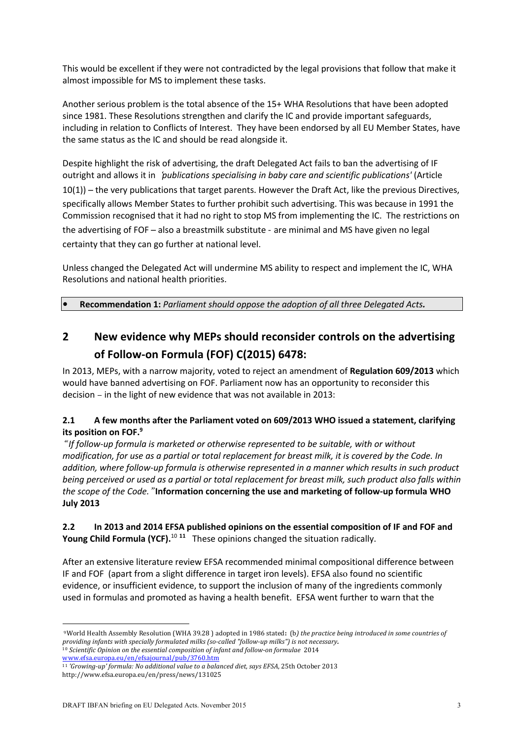This would be excellent if they were not contradicted by the legal provisions that follow that make it almost impossible for MS to implement these tasks.

Another serious problem is the total absence of the 15+ WHA Resolutions that have been adopted since 1981. These Resolutions strengthen and clarify the IC and provide important safeguards, including in relation to Conflicts of Interest. They have been endorsed by all EU Member States, have the same status as the IC and should be read alongside it.

Despite highlight the risk of advertising, the draft Delegated Act fails to ban the advertising of IF outright and allows it in *'publications specialising in baby care and scientific publications'* (Article 10(1)) – the very publications that target parents. However the Draft Act, like the previous Directives, specifically allows Member States to further prohibit such advertising. This was because in 1991 the Commission recognised that it had no right to stop MS from implementing the IC. The restrictions on the advertising of FOF – also a breastmilk substitute - are minimal and MS have given no legal certainty that they can go further at national level.

Unless changed the Delegated Act will undermine MS ability to respect and implement the IC, WHA Resolutions and national health priorities.

- **Recommendation 1:** *Parliament should oppose the adoption of all three Delegated Acts.*

## 2 New evidence why MEPs should reconsider controls on the advertising of Follow-on Formula (FOF) C(2015) 6478:

In 2013, MEPs, with a narrow majority, voted to reject an amendment of **Regulation 609/2013** which would have banned advertising on FOF. Parliament now has an opportunity to reconsider this decision – in the light of new evidence that was not available in 2013:

### 2.1 A few months after the Parliament voted on 609/2013 WHO issued a statement, clarifying its position on FOF.[9]

*"If follow-up formula is marketed or otherwise represented to be suitable, with or without modification, for use as a partial or total replacement for breast milk, it is covered by the Code. In addition, where follow-up formula is otherwise represented in a manner which results in such product being perceived or used as a partial or total replacement for breast milk, such product also falls within the scope of the Code."* **Information concerning the use and marketing of follow-up formula WHO July 2013**

### 2.2 In 2013 and 2014 EFSA published opinions on the essential composition of IF and FOF and Young Child Formula (YCF).[10] [11] These opinions changed the situation radically.

After an extensive literature review EFSA recommended minimal compositional difference between IF and FOF (apart from a slight difference in target iron levels). EFSA also found no scientific evidence, or insufficient evidence, to support the inclusion of many of the ingredients commonly used in formulas and promoted as having a health benefit. EFSA went further to warn that the

---

[9] World Health Assembly Resolution (WHA 39.28 ) adopted in 1986 stated: (b*) the practice being introduced in some countries of providing infants with specially formulated milks (so-called "follow-up milks") is not necessary.*

[10] *Scientific Opinion on the essential composition of infant and follow-on formulae* 2014 www.efsa.europa.eu/en/efsajournal/pub/3760.htm

[11] *'Growing-up' formula: No additional value to a balanced diet, says EFSA*, 25th October 2013 http://www.efsa.europa.eu/en/press/news/131025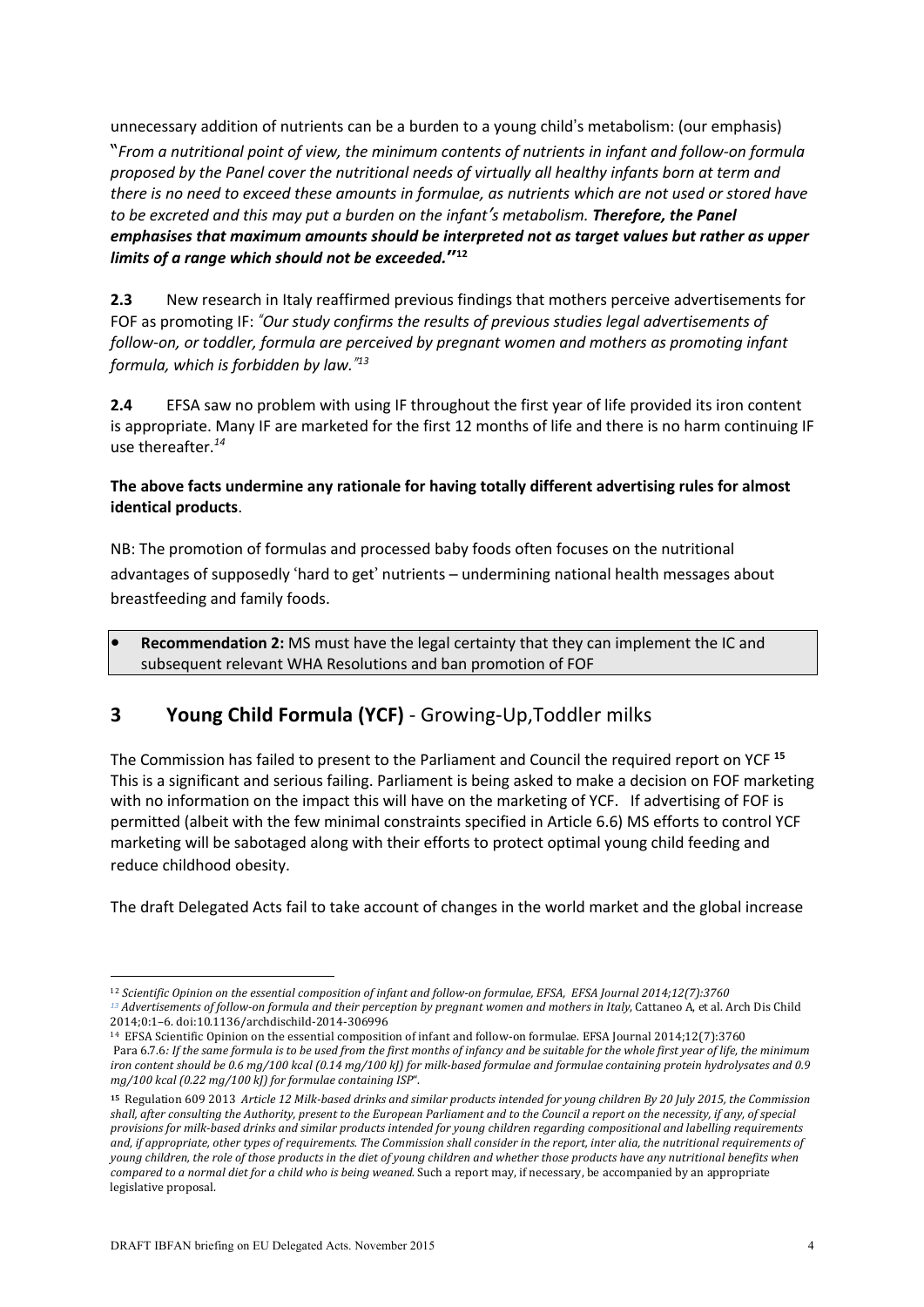unnecessary addition of nutrients can be a burden to a young child's metabolism: (our emphasis)

"*From a nutritional point of view, the minimum contents of nutrients in infant and follow-on formula proposed by the Panel cover the nutritional needs of virtually all healthy infants born at term and there is no need to exceed these amounts in formulae, as nutrients which are not used or stored have to be excreted and this may put a burden on the infant's metabolism.* ***Therefore, the Panel emphasises that maximum amounts should be interpreted not as target values but rather as upper limits of a range which should not be exceeded.***"[12]

**2.3** New research in Italy reaffirmed previous findings that mothers perceive advertisements for FOF as promoting IF: *"Our study confirms the results of previous studies legal advertisements of follow-on, or toddler, formula are perceived by pregnant women and mothers as promoting infant formula, which is forbidden by law."*[13]

**2.4** EFSA saw no problem with using IF throughout the first year of life provided its iron content is appropriate. Many IF are marketed for the first 12 months of life and there is no harm continuing IF use thereafter.[14]

**The above facts undermine any rationale for having totally different advertising rules for almost identical products**.

NB: The promotion of formulas and processed baby foods often focuses on the nutritional advantages of supposedly 'hard to get' nutrients – undermining national health messages about breastfeeding and family foods.

- **Recommendation 2:** MS must have the legal certainty that they can implement the IC and subsequent relevant WHA Resolutions and ban promotion of FOF

## 3 Young Child Formula (YCF) - Growing-Up,Toddler milks

The Commission has failed to present to the Parliament and Council the required report on YCF [15] This is a significant and serious failing. Parliament is being asked to make a decision on FOF marketing with no information on the impact this will have on the marketing of YCF. If advertising of FOF is permitted (albeit with the few minimal constraints specified in Article 6.6) MS efforts to control YCF marketing will be sabotaged along with their efforts to protect optimal young child feeding and reduce childhood obesity.

The draft Delegated Acts fail to take account of changes in the world market and the global increase

---

[12] *Scientific Opinion on the essential composition of infant and follow-on formulae, EFSA, EFSA Journal 2014;12(7):3760*

[13] *Advertisements of follow-on formula and their perception by pregnant women and mothers in Italy*, Cattaneo A, et al. Arch Dis Child 2014;0:1–6. doi:10.1136/archdischild-2014-306996

[14] EFSA Scientific Opinion on the essential composition of infant and follow-on formulae. EFSA Journal 2014;12(7):3760 Para 6.7.6*: If the same formula is to be used from the first months of infancy and be suitable for the whole first year of life, the minimum iron content should be 0.6 mg/100 kcal (0.14 mg/100 kJ) for milk-based formulae and formulae containing protein hydrolysates and 0.9 mg/100 kcal (0.22 mg/100 kJ) for formulae containing ISP*".

[15] Regulation 609 2013 *Article 12 Milk-based drinks and similar products intended for young children By 20 July 2015, the Commission shall, after consulting the Authority, present to the European Parliament and to the Council a report on the necessity, if any, of special provisions for milk-based drinks and similar products intended for young children regarding compositional and labelling requirements and, if appropriate, other types of requirements. The Commission shall consider in the report, inter alia, the nutritional requirements of young children, the role of those products in the diet of young children and whether those products have any nutritional benefits when compared to a normal diet for a child who is being weaned.* Such a report may, if necessary, be accompanied by an appropriate legislative proposal.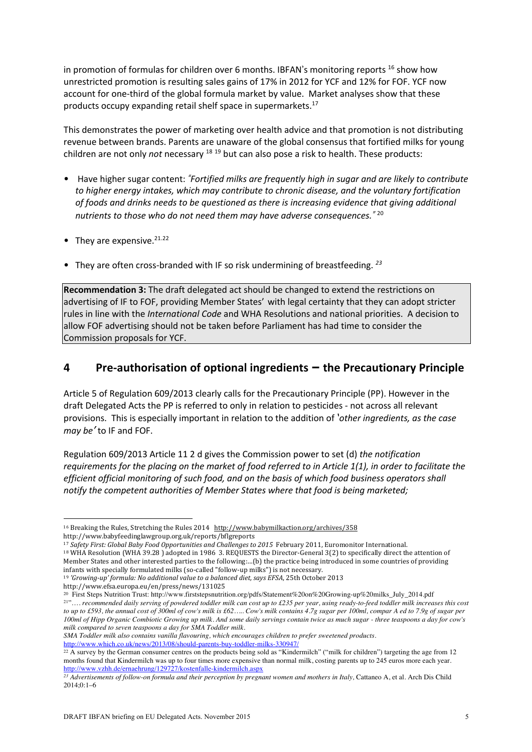in promotion of formulas for children over 6 months. IBFAN's monitoring reports [16] show how unrestricted promotion is resulting sales gains of 17% in 2012 for YCF and 12% for FOF. YCF now account for one-third of the global formula market by value. Market analyses show that these products occupy expanding retail shelf space in supermarkets.[17]

This demonstrates the power of marketing over health advice and that promotion is not distributing revenue between brands. Parents are unaware of the global consensus that fortified milks for young children are not only *not* necessary [18] [19] but can also pose a risk to health. These products:

- Have higher sugar content: *"Fortified milks are frequently high in sugar and are likely to contribute to higher energy intakes, which may contribute to chronic disease, and the voluntary fortification of foods and drinks needs to be questioned as there is increasing evidence that giving additional nutrients to those who do not need them may have adverse consequences."* [20]
- They are expensive.[21,22]
- They are often cross-branded with IF so risk undermining of breastfeeding. [23]

**Recommendation 3:** The draft delegated act should be changed to extend the restrictions on advertising of IF to FOF, providing Member States' with legal certainty that they can adopt stricter rules in line with the *International Code* and WHA Resolutions and national priorities. A decision to allow FOF advertising should not be taken before Parliament has had time to consider the Commission proposals for YCF.

## 4 Pre-authorisation of optional ingredients – the Precautionary Principle

Article 5 of Regulation 609/2013 clearly calls for the Precautionary Principle (PP). However in the draft Delegated Acts the PP is referred to only in relation to pesticides - not across all relevant provisions. This is especially important in relation to the addition of *'other ingredients, as the case may be'* to IF and FOF.

Regulation 609/2013 Article 11 2 d gives the Commission power to set (d) *the notification requirements for the placing on the market of food referred to in Article 1(1), in order to facilitate the efficient official monitoring of such food, and on the basis of which food business operators shall notify the competent authorities of Member States where that food is being marketed;*

---

[16] Breaking the Rules, Stretching the Rules 2014 http://www.babymilkaction.org/archives/358
http://www.babyfeedinglawgroup.org.uk/reports/bflgreports

[17] *Safety First: Global Baby Food Opportunities and Challenges to 2015* February 2011, Euromonitor International.

[18] WHA Resolution (WHA 39.28 ) adopted in 1986 3. REQUESTS the Director-General 3(2) to specifically direct the attention of Member States and other interested parties to the following:...(b) the practice being introduced in some countries of providing infants with specially formulated milks (so-called "follow-up milks") is not necessary.

[19] *'Growing-up' formula: No additional value to a balanced diet, says EFSA*, 25th October 2013
http://www.efsa.europa.eu/en/press/news/131025

[20] First Steps Nutrition Trust: http://www.firststepsnutrition.org/pdfs/Statement%20on%20Growing-up%20milks_July_2014.pdf

[21] *"…. recommended daily serving of powdered toddler milk can cost up to £235 per year, using ready-to-feed toddler milk increases this cost to up to £593, the annual cost of 300ml of cow's milk is £62….. Cow's milk contains 4.7g sugar per 100ml, compar A ed to 7.9g of sugar per 100ml of Hipp Organic Combiotic Growing up milk. And some daily servings contain twice as much sugar - three teaspoons a day for cow's milk compared to seven teaspoons a day for SMA Toddler milk.*
*SMA Toddler milk also contains vanilla flavouring, which encourages children to prefer sweetened products.*
http://www.which.co.uk/news/2013/08/should-parents-buy-toddler-milks-330947/

[22] A survey by the German consumer centres on the products being sold as "Kindermilch" ("milk for children") targeting the age from 12 months found that Kindermilch was up to four times more expensive than normal milk, costing parents up to 245 euros more each year.
http://www.vzhh.de/ernaehrung/129727/kostenfalle-kindermilch.aspx

[23] *Advertisements of follow-on formula and their perception by pregnant women and mothers in Italy*, Cattaneo A, et al. Arch Dis Child 2014;0:1–6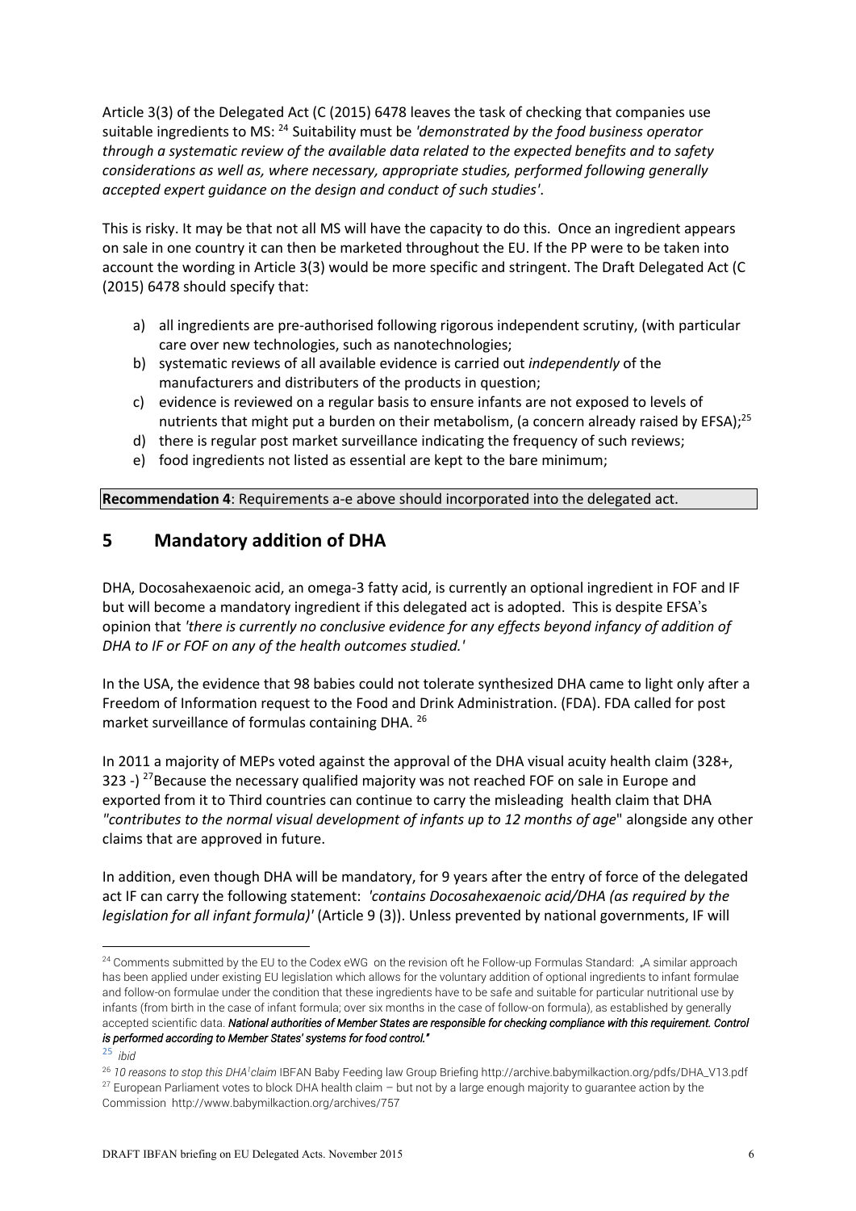Article 3(3) of the Delegated Act (C (2015) 6478 leaves the task of checking that companies use suitable ingredients to MS: [24] Suitability must be *'demonstrated by the food business operator through a systematic review of the available data related to the expected benefits and to safety considerations as well as, where necessary, appropriate studies, performed following generally accepted expert guidance on the design and conduct of such studies'*.

This is risky. It may be that not all MS will have the capacity to do this. Once an ingredient appears on sale in one country it can then be marketed throughout the EU. If the PP were to be taken into account the wording in Article 3(3) would be more specific and stringent. The Draft Delegated Act (C (2015) 6478 should specify that:

a) all ingredients are pre-authorised following rigorous independent scrutiny, (with particular care over new technologies, such as nanotechnologies;
b) systematic reviews of all available evidence is carried out *independently* of the manufacturers and distributers of the products in question;
c) evidence is reviewed on a regular basis to ensure infants are not exposed to levels of nutrients that might put a burden on their metabolism, (a concern already raised by EFSA);[25]
d) there is regular post market surveillance indicating the frequency of such reviews;
e) food ingredients not listed as essential are kept to the bare minimum;

**Recommendation 4**: Requirements a-e above should incorporated into the delegated act.

## 5 Mandatory addition of DHA

DHA, Docosahexaenoic acid, an omega-3 fatty acid, is currently an optional ingredient in FOF and IF but will become a mandatory ingredient if this delegated act is adopted. This is despite EFSA's opinion that *'there is currently no conclusive evidence for any effects beyond infancy of addition of DHA to IF or FOF on any of the health outcomes studied.'*

In the USA, the evidence that 98 babies could not tolerate synthesized DHA came to light only after a Freedom of Information request to the Food and Drink Administration. (FDA). FDA called for post market surveillance of formulas containing DHA. [26]

In 2011 a majority of MEPs voted against the approval of the DHA visual acuity health claim (328+, 323 -) [27]Because the necessary qualified majority was not reached FOF on sale in Europe and exported from it to Third countries can continue to carry the misleading health claim that DHA *"contributes to the normal visual development of infants up to 12 months of age"* alongside any other claims that are approved in future.

In addition, even though DHA will be mandatory, for 9 years after the entry of force of the delegated act IF can carry the following statement: *'contains Docosahexaenoic acid/DHA (as required by the legislation for all infant formula)'* (Article 9 (3)). Unless prevented by national governments, IF will

---

[24] Comments submitted by the EU to the Codex eWG on the revision oft he Follow-up Formulas Standard: „A similar approach has been applied under existing EU legislation which allows for the voluntary addition of optional ingredients to infant formulae and follow-on formulae under the condition that these ingredients have to be safe and suitable for particular nutritional use by infants (from birth in the case of infant formula; over six months in the case of follow-on formula), as established by generally accepted scientific data. ***National authorities of Member States are responsible for checking compliance with this requirement. Control is performed according to Member States' systems for food control."***

[25] *ibid*

[26] *10 reasons to stop this DHA[i]claim* IBFAN Baby Feeding law Group Briefing http://archive.babymilkaction.org/pdfs/DHA_V13.pdf

[27] European Parliament votes to block DHA health claim – but not by a large enough majority to guarantee action by the Commission http://www.babymilkaction.org/archives/757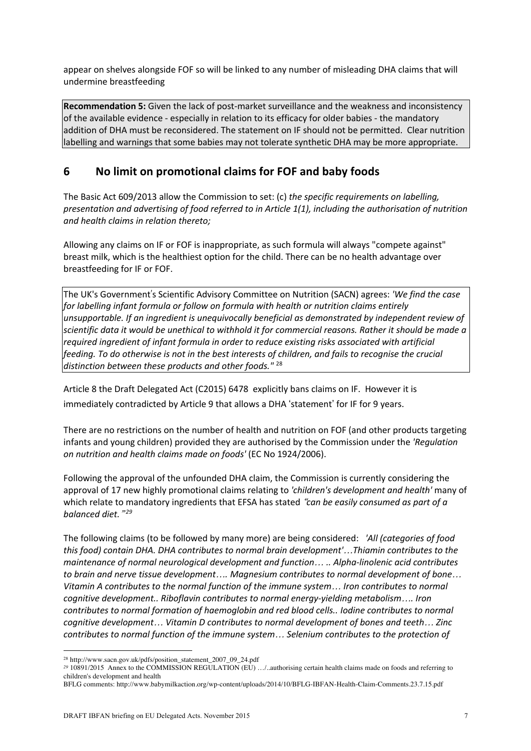appear on shelves alongside FOF so will be linked to any number of misleading DHA claims that will undermine breastfeeding

**Recommendation 5:** Given the lack of post-market surveillance and the weakness and inconsistency of the available evidence - especially in relation to its efficacy for older babies - the mandatory addition of DHA must be reconsidered. The statement on IF should not be permitted. Clear nutrition labelling and warnings that some babies may not tolerate synthetic DHA may be more appropriate.

## 6 No limit on promotional claims for FOF and baby foods

The Basic Act 609/2013 allow the Commission to set: (c) *the specific requirements on labelling, presentation and advertising of food referred to in Article 1(1), including the authorisation of nutrition and health claims in relation thereto;*

Allowing any claims on IF or FOF is inappropriate, as such formula will always "compete against" breast milk, which is the healthiest option for the child. There can be no health advantage over breastfeeding for IF or FOF.

The UK's Government's Scientific Advisory Committee on Nutrition (SACN) agrees: *'We find the case for labelling infant formula or follow on formula with health or nutrition claims entirely unsupportable. If an ingredient is unequivocally beneficial as demonstrated by independent review of scientific data it would be unethical to withhold it for commercial reasons. Rather it should be made a required ingredient of infant formula in order to reduce existing risks associated with artificial feeding. To do otherwise is not in the best interests of children, and fails to recognise the crucial distinction between these products and other foods."* [28]

Article 8 the Draft Delegated Act (C2015) 6478 explicitly bans claims on IF. However it is immediately contradicted by Article 9 that allows a DHA 'statement' for IF for 9 years.

There are no restrictions on the number of health and nutrition on FOF (and other products targeting infants and young children) provided they are authorised by the Commission under the *'Regulation on nutrition and health claims made on foods'* (EC No 1924/2006).

Following the approval of the unfounded DHA claim, the Commission is currently considering the approval of 17 new highly promotional claims relating to *'children's development and health'* many of which relate to mandatory ingredients that EFSA has stated *"can be easily consumed as part of a balanced diet."* [29]

The following claims (to be followed by many more) are being considered: *'All (categories of food this food) contain DHA. DHA contributes to normal brain development'…Thiamin contributes to the maintenance of normal neurological development and function… .. Alpha-linolenic acid contributes to brain and nerve tissue development…. Magnesium contributes to normal development of bone… Vitamin A contributes to the normal function of the immune system… Iron contributes to normal cognitive development.. Riboflavin contributes to normal energy-yielding metabolism…. Iron contributes to normal formation of haemoglobin and red blood cells.. Iodine contributes to normal cognitive development… Vitamin D contributes to normal development of bones and teeth… Zinc contributes to normal function of the immune system… Selenium contributes to the protection of*

---

[28] http://www.sacn.gov.uk/pdfs/position_statement_2007_09_24.pdf

[29] 10891/2015 Annex to the COMMISSION REGULATION (EU) …/..authorising certain health claims made on foods and referring to children's development and health

BFLG comments: http://www.babymilkaction.org/wp-content/uploads/2014/10/BFLG-IBFAN-Health-Claim-Comments.23.7.15.pdf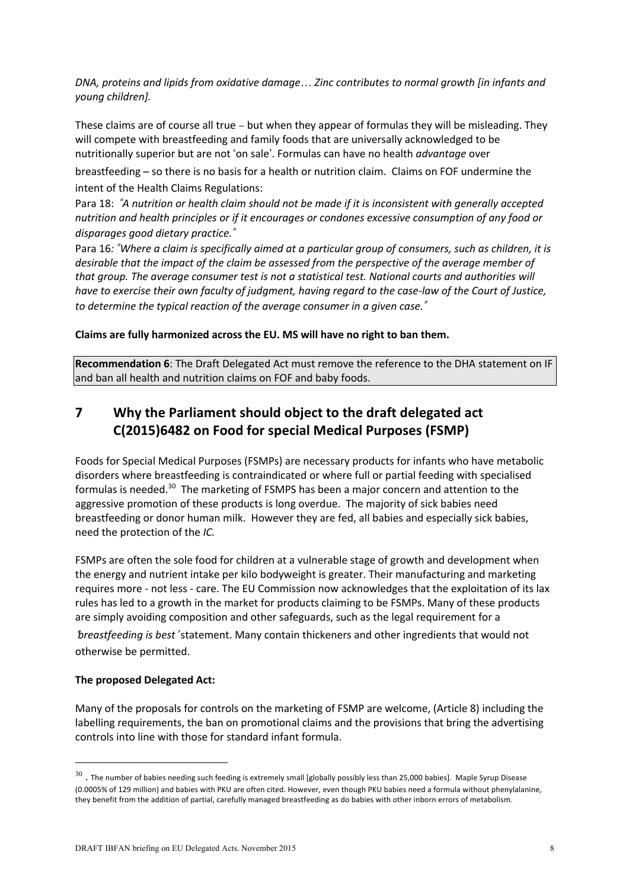*DNA, proteins and lipids from oxidative damage… Zinc contributes to normal growth [in infants and young children].*

These claims are of course all true – but when they appear of formulas they will be misleading. They will compete with breastfeeding and family foods that are universally acknowledged to be nutritionally superior but are not 'on sale'. Formulas can have no health *advantage* over breastfeeding – so there is no basis for a health or nutrition claim. Claims on FOF undermine the intent of the Health Claims Regulations:

Para 18: *"A nutrition or health claim should not be made if it is inconsistent with generally accepted nutrition and health principles or if it encourages or condones excessive consumption of any food or disparages good dietary practice."*

Para 16*: "Where a claim is specifically aimed at a particular group of consumers, such as children, it is desirable that the impact of the claim be assessed from the perspective of the average member of that group. The average consumer test is not a statistical test. National courts and authorities will have to exercise their own faculty of judgment, having regard to the case-law of the Court of Justice, to determine the typical reaction of the average consumer in a given case."*

**Claims are fully harmonized across the EU. MS will have no right to ban them.**

**Recommendation 6**: The Draft Delegated Act must remove the reference to the DHA statement on IF and ban all health and nutrition claims on FOF and baby foods.

# 7 Why the Parliament should object to the draft delegated act C(2015)6482 on Food for special Medical Purposes (FSMP)

Foods for Special Medical Purposes (FSMPs) are necessary products for infants who have metabolic disorders where breastfeeding is contraindicated or where full or partial feeding with specialised formulas is needed.[30] The marketing of FSMPS has been a major concern and attention to the aggressive promotion of these products is long overdue. The majority of sick babies need breastfeeding or donor human milk. However they are fed, all babies and especially sick babies, need the protection of the *IC.*

FSMPs are often the sole food for children at a vulnerable stage of growth and development when the energy and nutrient intake per kilo bodyweight is greater. Their manufacturing and marketing requires more - not less - care. The EU Commission now acknowledges that the exploitation of its lax rules has led to a growth in the market for products claiming to be FSMPs. Many of these products are simply avoiding composition and other safeguards, such as the legal requirement for a *"breastfeeding is best"* statement. Many contain thickeners and other ingredients that would not otherwise be permitted.

**The proposed Delegated Act:**

Many of the proposals for controls on the marketing of FSMP are welcome, (Article 8) including the labelling requirements, the ban on promotional claims and the provisions that bring the advertising controls into line with those for standard infant formula.

---

[30] . The number of babies needing such feeding is extremely small [globally possibly less than 25,000 babies]. Maple Syrup Disease (0.0005% of 129 million) and babies with PKU are often cited. However, even though PKU babies need a formula without phenylalanine, they benefit from the addition of partial, carefully managed breastfeeding as do babies with other inborn errors of metabolism.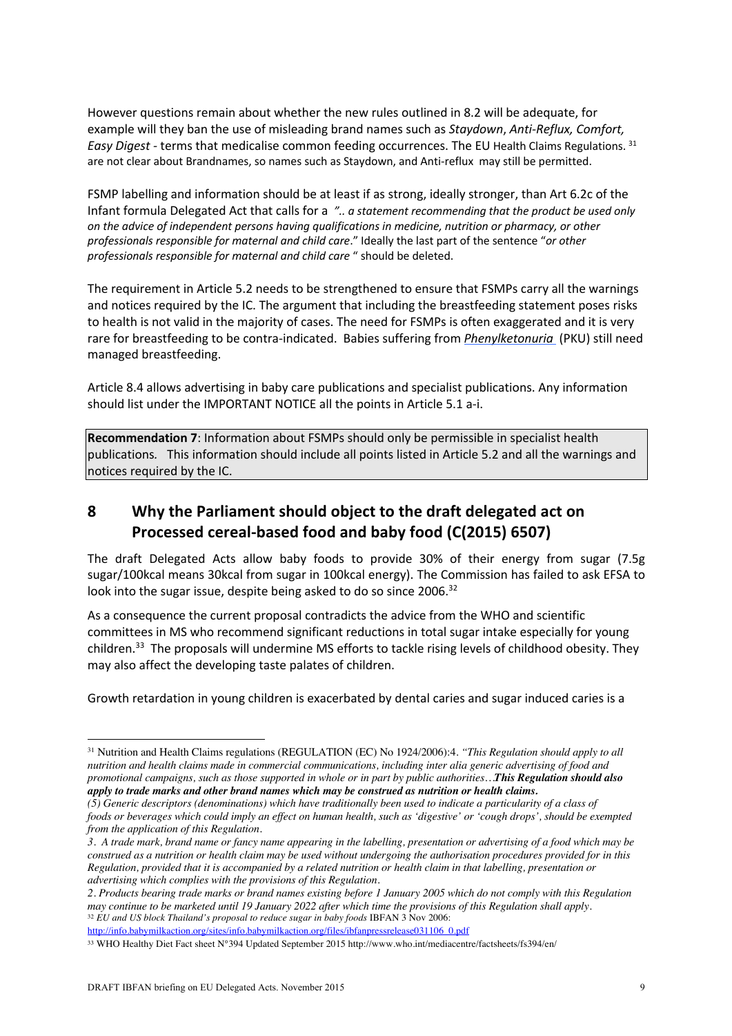However questions remain about whether the new rules outlined in 8.2 will be adequate, for example will they ban the use of misleading brand names such as *Staydown*, *Anti-Reflux, Comfort, Easy Digest* - terms that medicalise common feeding occurrences. The EU Health Claims Regulations.[31] are not clear about Brandnames, so names such as Staydown, and Anti-reflux may still be permitted.

FSMP labelling and information should be at least if as strong, ideally stronger, than Art 6.2c of the Infant formula Delegated Act that calls for a *".. a statement recommending that the product be used only on the advice of independent persons having qualifications in medicine, nutrition or pharmacy, or other professionals responsible for maternal and child care*." Ideally the last part of the sentence "*or other professionals responsible for maternal and child care* " should be deleted.

The requirement in Article 5.2 needs to be strengthened to ensure that FSMPs carry all the warnings and notices required by the IC. The argument that including the breastfeeding statement poses risks to health is not valid in the majority of cases. The need for FSMPs is often exaggerated and it is very rare for breastfeeding to be contra-indicated. Babies suffering from *Phenylketonuria* (PKU) still need managed breastfeeding.

Article 8.4 allows advertising in baby care publications and specialist publications. Any information should list under the IMPORTANT NOTICE all the points in Article 5.1 a-i.

> **Recommendation 7**: Information about FSMPs should only be permissible in specialist health publications. This information should include all points listed in Article 5.2 and all the warnings and notices required by the IC.

## 8 Why the Parliament should object to the draft delegated act on Processed cereal-based food and baby food (C(2015) 6507)

The draft Delegated Acts allow baby foods to provide 30% of their energy from sugar (7.5g sugar/100kcal means 30kcal from sugar in 100kcal energy). The Commission has failed to ask EFSA to look into the sugar issue, despite being asked to do so since 2006.[32]

As a consequence the current proposal contradicts the advice from the WHO and scientific committees in MS who recommend significant reductions in total sugar intake especially for young children.[33] The proposals will undermine MS efforts to tackle rising levels of childhood obesity. They may also affect the developing taste palates of children.

Growth retardation in young children is exacerbated by dental caries and sugar induced caries is a

---

[31] Nutrition and Health Claims regulations (REGULATION (EC) No 1924/2006):4. *"This Regulation should apply to all nutrition and health claims made in commercial communications, including inter alia generic advertising of food and promotional campaigns, such as those supported in whole or in part by public authorities…**This Regulation should also apply to trade marks and other brand names which may be construed as nutrition or health claims.***

*(5) Generic descriptors (denominations) which have traditionally been used to indicate a particularity of a class of foods or beverages which could imply an effect on human health, such as 'digestive' or 'cough drops', should be exempted from the application of this Regulation.*

*3. A trade mark, brand name or fancy name appearing in the labelling, presentation or advertising of a food which may be construed as a nutrition or health claim may be used without undergoing the authorisation procedures provided for in this Regulation, provided that it is accompanied by a related nutrition or health claim in that labelling, presentation or advertising which complies with the provisions of this Regulation.*

*2. Products bearing trade marks or brand names existing before 1 January 2005 which do not comply with this Regulation may continue to be marketed until 19 January 2022 after which time the provisions of this Regulation shall apply.*

[32] *EU and US block Thailand's proposal to reduce sugar in baby foods* IBFAN 3 Nov 2006: http://info.babymilkaction.org/sites/info.babymilkaction.org/files/ibfanpressrelease031106_0.pdf

[33] WHO Healthy Diet Fact sheet N°394 Updated September 2015 http://www.who.int/mediacentre/factsheets/fs394/en/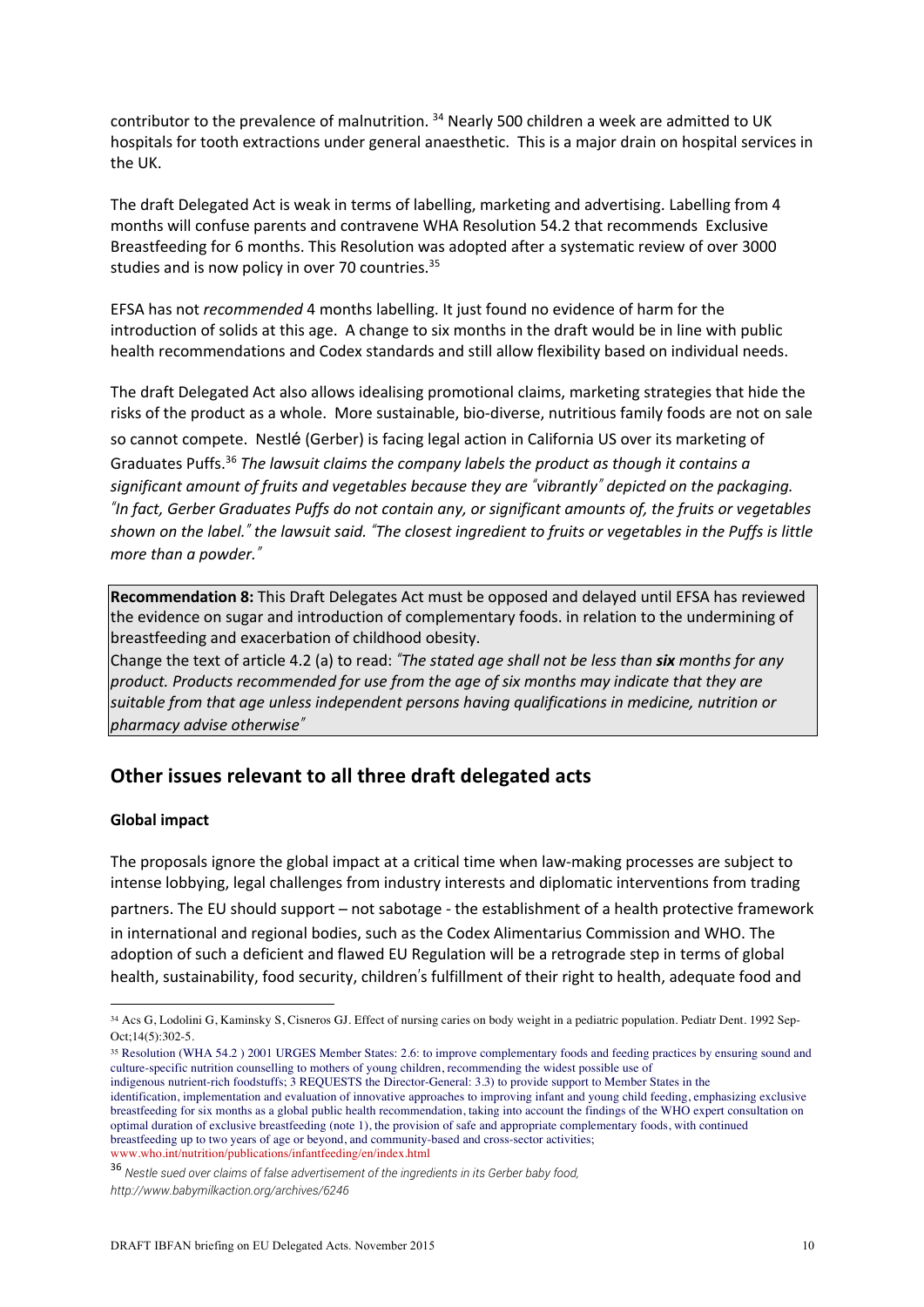contributor to the prevalence of malnutrition. [34] Nearly 500 children a week are admitted to UK hospitals for tooth extractions under general anaesthetic. This is a major drain on hospital services in the UK.

The draft Delegated Act is weak in terms of labelling, marketing and advertising. Labelling from 4 months will confuse parents and contravene WHA Resolution 54.2 that recommends Exclusive Breastfeeding for 6 months. This Resolution was adopted after a systematic review of over 3000 studies and is now policy in over 70 countries.[35]

EFSA has not *recommended* 4 months labelling. It just found no evidence of harm for the introduction of solids at this age. A change to six months in the draft would be in line with public health recommendations and Codex standards and still allow flexibility based on individual needs.

The draft Delegated Act also allows idealising promotional claims, marketing strategies that hide the risks of the product as a whole. More sustainable, bio-diverse, nutritious family foods are not on sale so cannot compete. Nestlé (Gerber) is facing legal action in California US over its marketing of Graduates Puffs.[36] *The lawsuit claims the company labels the product as though it contains a significant amount of fruits and vegetables because they are "vibrantly" depicted on the packaging. "In fact, Gerber Graduates Puffs do not contain any, or significant amounts of, the fruits or vegetables shown on the label." the lawsuit said. "The closest ingredient to fruits or vegetables in the Puffs is little more than a powder."*

> **Recommendation 8:** This Draft Delegates Act must be opposed and delayed until EFSA has reviewed the evidence on sugar and introduction of complementary foods. in relation to the undermining of breastfeeding and exacerbation of childhood obesity.
> Change the text of article 4.2 (a) to read: *"The stated age shall not be less than **six** months for any product. Products recommended for use from the age of six months may indicate that they are suitable from that age unless independent persons having qualifications in medicine, nutrition or pharmacy advise otherwise"*

## Other issues relevant to all three draft delegated acts

### Global impact

The proposals ignore the global impact at a critical time when law-making processes are subject to intense lobbying, legal challenges from industry interests and diplomatic interventions from trading partners. The EU should support – not sabotage - the establishment of a health protective framework in international and regional bodies, such as the Codex Alimentarius Commission and WHO. The adoption of such a deficient and flawed EU Regulation will be a retrograde step in terms of global health, sustainability, food security, children's fulfillment of their right to health, adequate food and

---

[34] Acs G, Lodolini G, Kaminsky S, Cisneros GJ. Effect of nursing caries on body weight in a pediatric population. Pediatr Dent. 1992 Sep-Oct;14(5):302-5.

[35] Resolution (WHA 54.2 ) 2001 URGES Member States: 2.6: to improve complementary foods and feeding practices by ensuring sound and culture-specific nutrition counselling to mothers of young children, recommending the widest possible use of indigenous nutrient-rich foodstuffs; 3 REQUESTS the Director-General: 3.3) to provide support to Member States in the identification, implementation and evaluation of innovative approaches to improving infant and young child feeding, emphasizing exclusive breastfeeding for six months as a global public health recommendation, taking into account the findings of the WHO expert consultation on optimal duration of exclusive breastfeeding (note 1), the provision of safe and appropriate complementary foods, with continued breastfeeding up to two years of age or beyond, and community-based and cross-sector activities; www.who.int/nutrition/publications/infantfeeding/en/index.html

[36] *Nestle sued over claims of false advertisement of the ingredients in its Gerber baby food, http://www.babymilkaction.org/archives/6246*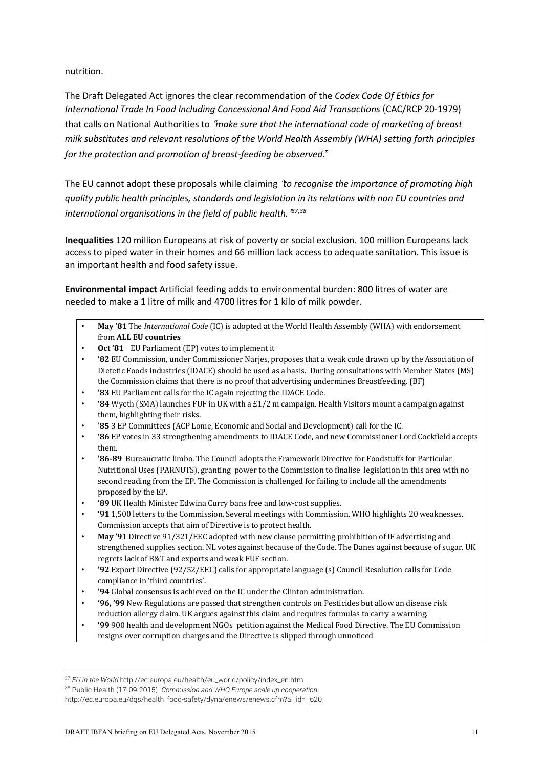nutrition.

The Draft Delegated Act ignores the clear recommendation of the *Codex Code Of Ethics for International Trade In Food Including Concessional And Food Aid Transactions* (CAC/RCP 20-1979) that calls on National Authorities to *"make sure that the international code of marketing of breast milk substitutes and relevant resolutions of the World Health Assembly (WHA) setting forth principles for the protection and promotion of breast-feeding be observed*."

The EU cannot adopt these proposals while claiming *"to recognise the importance of promoting high quality public health principles, standards and legislation in its relations with non EU countries and international organisations in the field of public health."*[37,38]

**Inequalities** 120 million Europeans at risk of poverty or social exclusion. 100 million Europeans lack access to piped water in their homes and 66 million lack access to adequate sanitation. This issue is an important health and food safety issue.

**Environmental impact** Artificial feeding adds to environmental burden: 800 litres of water are needed to make a 1 litre of milk and 4700 litres for 1 kilo of milk powder.

- **May '81** The *International Code* (IC) is adopted at the World Health Assembly (WHA) with endorsement from **ALL EU countries**
- **Oct '81** EU Parliament (EP) votes to implement it
- **'82** EU Commission, under Commissioner Narjes, proposes that a weak code drawn up by the Association of Dietetic Foods industries (IDACE) should be used as a basis. During consultations with Member States (MS) the Commission claims that there is no proof that advertising undermines Breastfeeding. (BF)
- **'83** EU Parliament calls for the IC again rejecting the IDACE Code.
- **'84** Wyeth (SMA) launches FUF in UK with a £1/2 m campaign. Health Visitors mount a campaign against them, highlighting their risks.
- **'85** 3 EP Committees (ACP Lome, Economic and Social and Development) call for the IC.
- **'86** EP votes in 33 strengthening amendments to IDACE Code, and new Commissioner Lord Cockfield accepts them.
- **'86-89** Bureaucratic limbo. The Council adopts the Framework Directive for Foodstuffs for Particular Nutritional Uses (PARNUTS), granting power to the Commission to finalise legislation in this area with no second reading from the EP. The Commission is challenged for failing to include all the amendments proposed by the EP.
- **'89** UK Health Minister Edwina Curry bans free and low-cost supplies.
- **'91** 1,500 letters to the Commission. Several meetings with Commission. WHO highlights 20 weaknesses. Commission accepts that aim of Directive is to protect health.
- **May '91** Directive 91/321/EEC adopted with new clause permitting prohibition of IF advertising and strengthened supplies section. NL votes against because of the Code. The Danes against because of sugar. UK regrets lack of B&T and exports and weak FUF section.
- **'92** Export Directive (92/52/EEC) calls for appropriate language (s) Council Resolution calls for Code compliance in 'third countries'.
- **'94** Global consensus is achieved on the IC under the Clinton administration.
- **'96, '99** New Regulations are passed that strengthen controls on Pesticides but allow an disease risk reduction allergy claim. UK argues against this claim and requires formulas to carry a warning.
- **'99** 900 health and development NGOs petition against the Medical Food Directive. The EU Commission resigns over corruption charges and the Directive is slipped through unnoticed

---

[37] *EU in the World* http://ec.europa.eu/health/eu_world/policy/index_en.htm

[38] Public Health (17-09-2015) *Commission and WHO Europe scale up cooperation* http://ec.europa.eu/dgs/health_food-safety/dyna/enews/enews.cfm?al_id=1620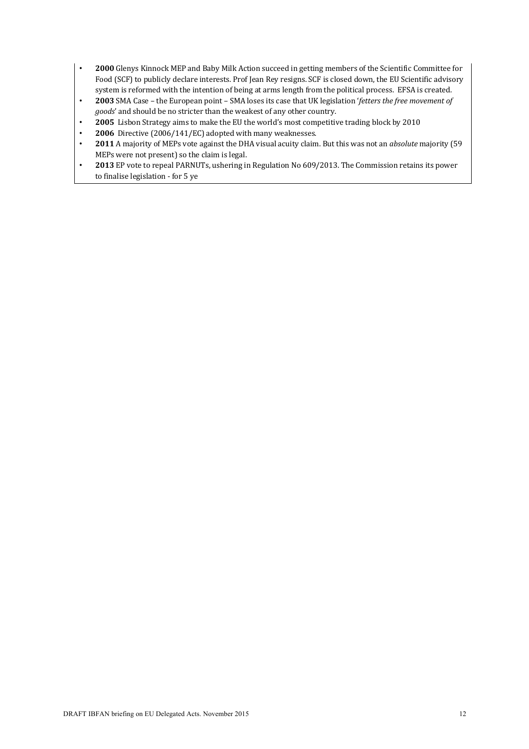- **2000** Glenys Kinnock MEP and Baby Milk Action succeed in getting members of the Scientific Committee for Food (SCF) to publicly declare interests. Prof Jean Rey resigns. SCF is closed down, the EU Scientific advisory system is reformed with the intention of being at arms length from the political process. EFSA is created.
- **2003** SMA Case – the European point – SMA loses its case that UK legislation '*fetters the free movement of goods*' and should be no stricter than the weakest of any other country.
- **2005** Lisbon Strategy aims to make the EU the world's most competitive trading block by 2010
- **2006** Directive (2006/141/EC) adopted with many weaknesses.
- **2011** A majority of MEPs vote against the DHA visual acuity claim. But this was not an *absolute* majority (59 MEPs were not present) so the claim is legal.
- **2013** EP vote to repeal PARNUTs, ushering in Regulation No 609/2013. The Commission retains its power to finalise legislation - for 5 ye